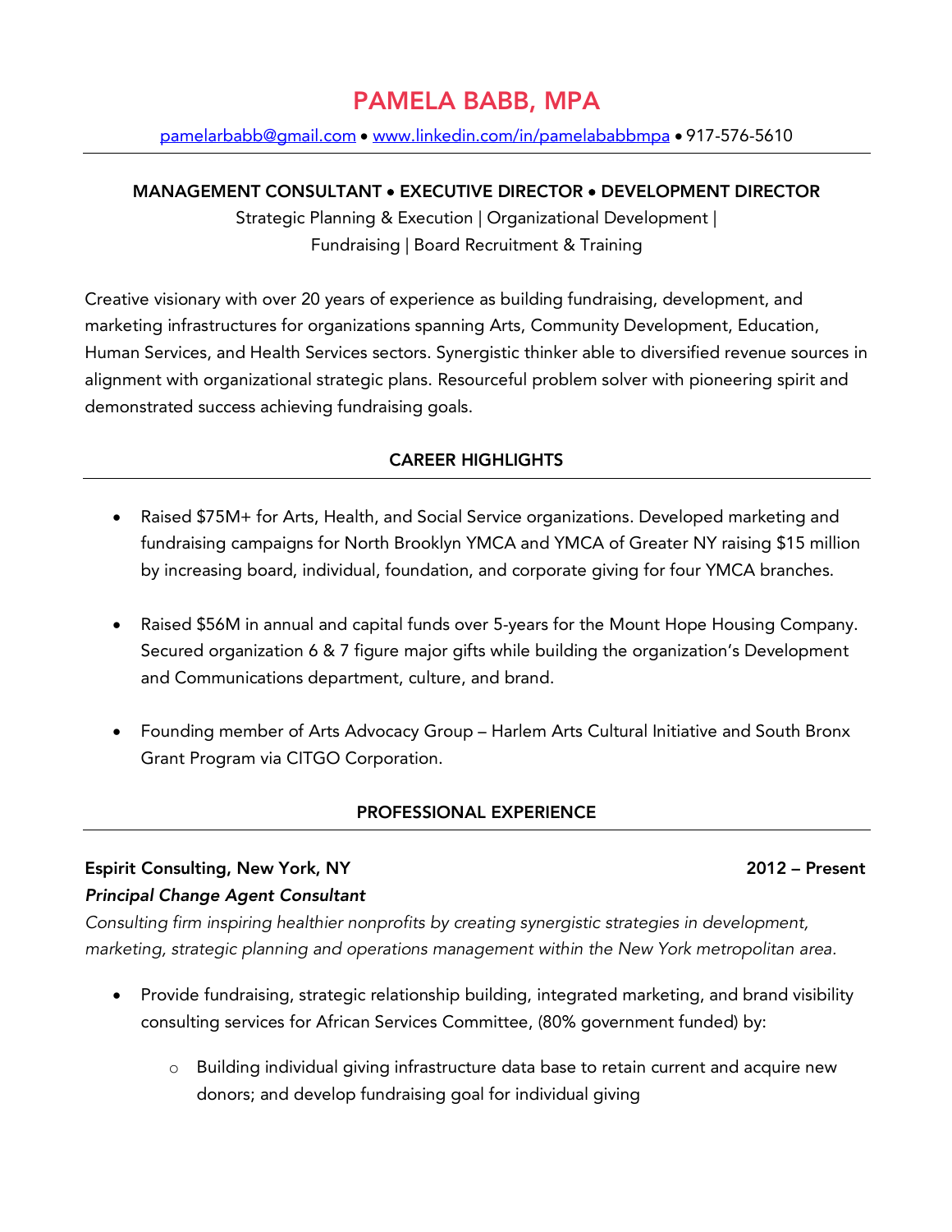# PAMELA BABB, MPA

pamelarbabb@gmail.com • www.linkedin.com/in/pamelababbmpa • 917-576-5610

**MANAGEMENT CONSULTANT • EXECUTIVE DIRECTOR • DEVELOPMENT DIRECTOR**

Strategic Planning & Execution | Organizational Development | Fundraising | Board Recruitment & Training

Creative visionary with over 20 years of experience as building fundraising, development, and marketing infrastructures for organizations spanning Arts, Community Development, Education, Human Services, and Health Services sectors. Synergistic thinker able to diversified revenue sources in alignment with organizational strategic plans. Resourceful problem solver with pioneering spirit and demonstrated success achieving fundraising goals.

## CAREER HIGHLIGHTS

- Raised $75M+ for Arts, Health, and Social Service organizations. Developed marketing and fundraising campaigns for North Brooklyn YMCA and YMCA of Greater NY raising $15 million by increasing board, individual, foundation, and corporate giving for four YMCA branches.
- Raised $56M in annual and capital funds over 5-years for the Mount Hope Housing Company. Secured organization 6 & 7 figure major gifts while building the organization's Development and Communications department, culture, and brand.
- Founding member of Arts Advocacy Group – Harlem Arts Cultural Initiative and South Bronx Grant Program via CITGO Corporation.

## PROFESSIONAL EXPERIENCE

**Espirit Consulting, New York, NY** **2012 – Present**

***Principal Change Agent Consultant***

*Consulting firm inspiring healthier nonprofits by creating synergistic strategies in development, marketing, strategic planning and operations management within the New York metropolitan area.*

- Provide fundraising, strategic relationship building, integrated marketing, and brand visibility consulting services for African Services Committee, (80% government funded) by:
  - Building individual giving infrastructure data base to retain current and acquire new donors; and develop fundraising goal for individual giving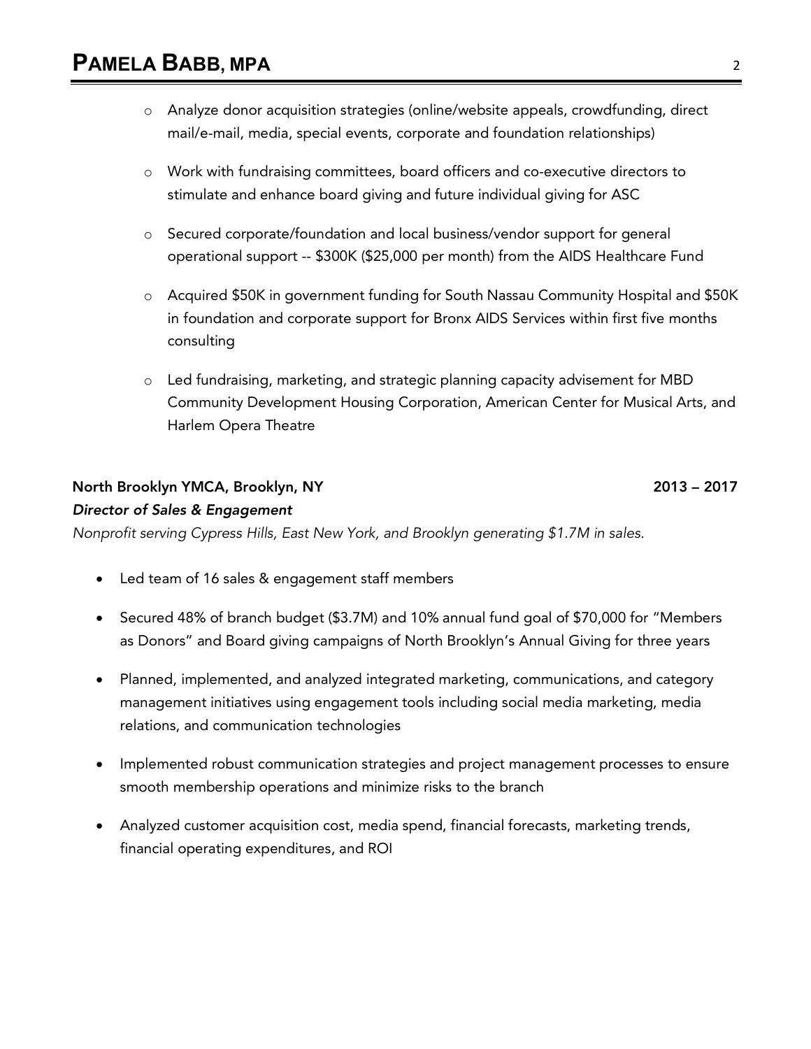- Analyze donor acquisition strategies (online/website appeals, crowdfunding, direct mail/e-mail, media, special events, corporate and foundation relationships)
- Work with fundraising committees, board officers and co-executive directors to stimulate and enhance board giving and future individual giving for ASC
- Secured corporate/foundation and local business/vendor support for general operational support -- $300K ($25,000 per month) from the AIDS Healthcare Fund
- Acquired $50K in government funding for South Nassau Community Hospital and $50K in foundation and corporate support for Bronx AIDS Services within first five months consulting
- Led fundraising, marketing, and strategic planning capacity advisement for MBD Community Development Housing Corporation, American Center for Musical Arts, and Harlem Opera Theatre

**North Brooklyn YMCA, Brooklyn, NY** **2013 – 2017**

***Director of Sales & Engagement***

*Nonprofit serving Cypress Hills, East New York, and Brooklyn generating $1.7M in sales.*

- Led team of 16 sales & engagement staff members
- Secured 48% of branch budget ($3.7M) and 10% annual fund goal of $70,000 for "Members as Donors" and Board giving campaigns of North Brooklyn's Annual Giving for three years
- Planned, implemented, and analyzed integrated marketing, communications, and category management initiatives using engagement tools including social media marketing, media relations, and communication technologies
- Implemented robust communication strategies and project management processes to ensure smooth membership operations and minimize risks to the branch
- Analyzed customer acquisition cost, media spend, financial forecasts, marketing trends, financial operating expenditures, and ROI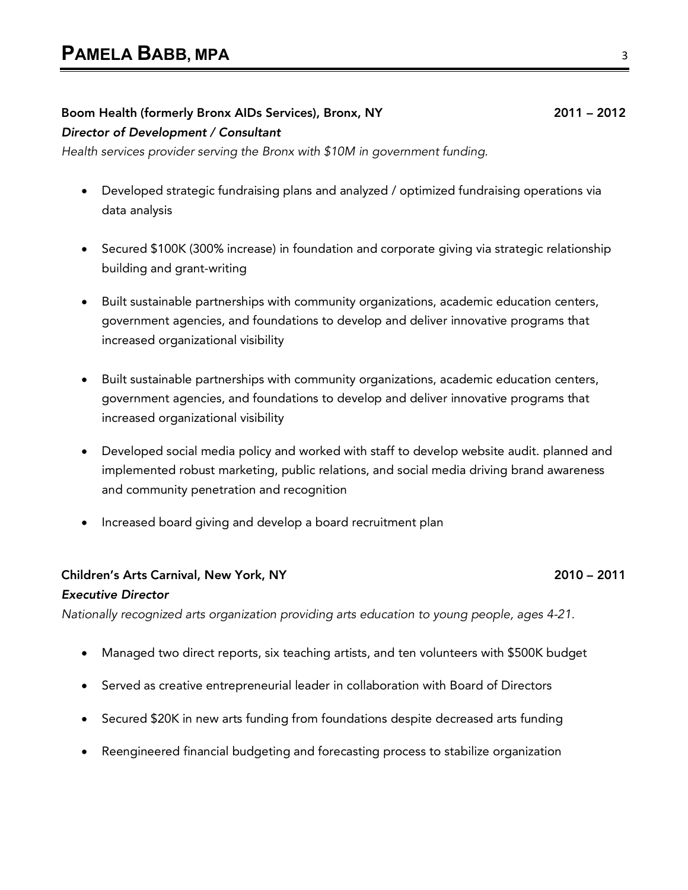**Boom Health (formerly Bronx AIDs Services), Bronx, NY** **2011 – 2012**

***Director of Development / Consultant***

*Health services provider serving the Bronx with $10M in government funding.*

- Developed strategic fundraising plans and analyzed / optimized fundraising operations via data analysis
- Secured $100K (300% increase) in foundation and corporate giving via strategic relationship building and grant-writing
- Built sustainable partnerships with community organizations, academic education centers, government agencies, and foundations to develop and deliver innovative programs that increased organizational visibility
- Built sustainable partnerships with community organizations, academic education centers, government agencies, and foundations to develop and deliver innovative programs that increased organizational visibility
- Developed social media policy and worked with staff to develop website audit. planned and implemented robust marketing, public relations, and social media driving brand awareness and community penetration and recognition
- Increased board giving and develop a board recruitment plan

**Children's Arts Carnival, New York, NY** **2010 – 2011**

***Executive Director***

*Nationally recognized arts organization providing arts education to young people, ages 4-21.*

- Managed two direct reports, six teaching artists, and ten volunteers with $500K budget
- Served as creative entrepreneurial leader in collaboration with Board of Directors
- Secured $20K in new arts funding from foundations despite decreased arts funding
- Reengineered financial budgeting and forecasting process to stabilize organization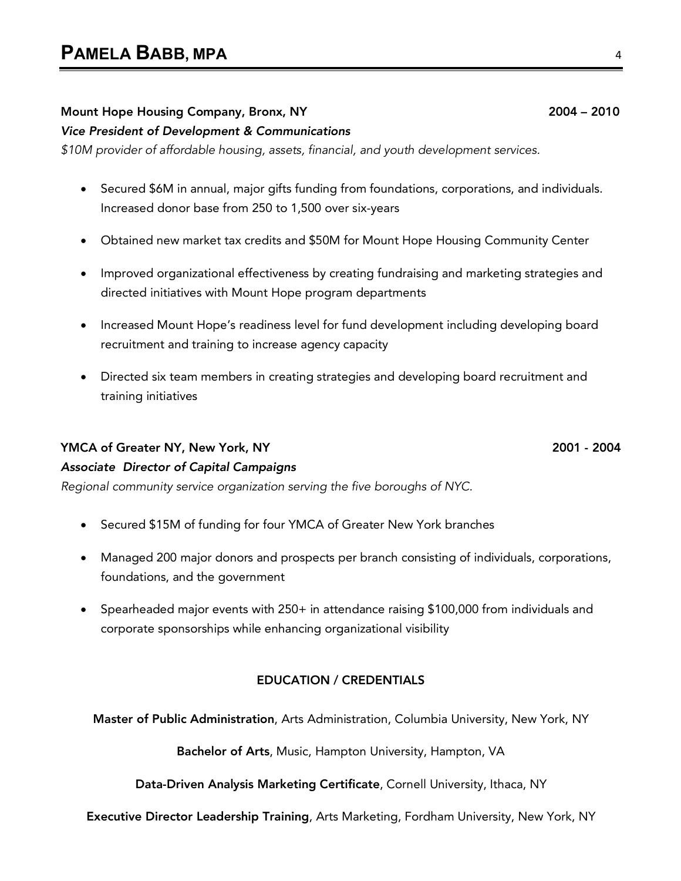**Mount Hope Housing Company, Bronx, NY** 2004 – 2010

***Vice President of Development & Communications***

*$10M provider of affordable housing, assets, financial, and youth development services.*

- Secured $6M in annual, major gifts funding from foundations, corporations, and individuals. Increased donor base from 250 to 1,500 over six-years
- Obtained new market tax credits and $50M for Mount Hope Housing Community Center
- Improved organizational effectiveness by creating fundraising and marketing strategies and directed initiatives with Mount Hope program departments
- Increased Mount Hope's readiness level for fund development including developing board recruitment and training to increase agency capacity
- Directed six team members in creating strategies and developing board recruitment and training initiatives

**YMCA of Greater NY, New York, NY** 2001 - 2004

***Associate Director of Capital Campaigns***

*Regional community service organization serving the five boroughs of NYC.*

- Secured $15M of funding for four YMCA of Greater New York branches
- Managed 200 major donors and prospects per branch consisting of individuals, corporations, foundations, and the government
- Spearheaded major events with 250+ in attendance raising $100,000 from individuals and corporate sponsorships while enhancing organizational visibility

## EDUCATION / CREDENTIALS

**Master of Public Administration**, Arts Administration, Columbia University, New York, NY

**Bachelor of Arts**, Music, Hampton University, Hampton, VA

**Data-Driven Analysis Marketing Certificate**, Cornell University, Ithaca, NY

**Executive Director Leadership Training**, Arts Marketing, Fordham University, New York, NY